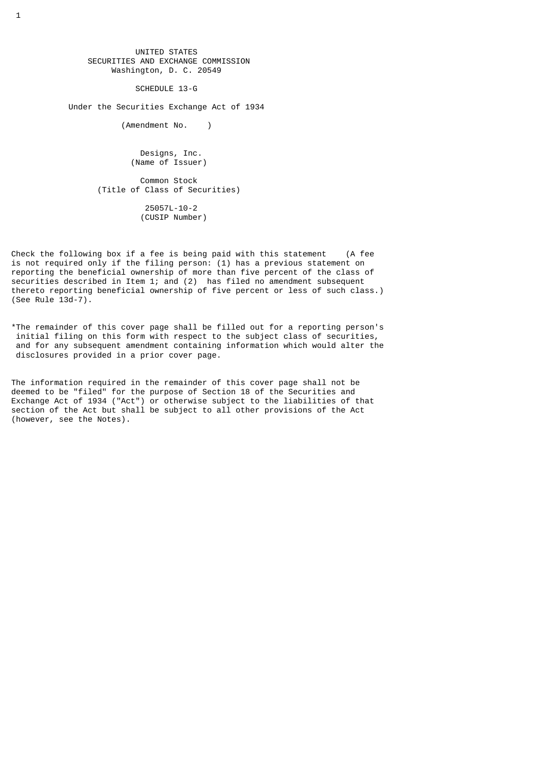UNITED STATES
SECURITIES AND EXCHANGE COMMISSION
Washington, D. C. 20549

SCHEDULE 13-G

Under the Securities Exchange Act of 1934

(Amendment No. )

Designs, Inc.
(Name of Issuer)

Common Stock
(Title of Class of Securities)

25057L-10-2
(CUSIP Number)

Check the following box if a fee is being paid with this statement (A fee is not required only if the filing person: (1) has a previous statement on reporting the beneficial ownership of more than five percent of the class of securities described in Item 1; and (2) has filed no amendment subsequent thereto reporting beneficial ownership of five percent or less of such class.) (See Rule 13d-7).

*The remainder of this cover page shall be filled out for a reporting person's initial filing on this form with respect to the subject class of securities, and for any subsequent amendment containing information which would alter the disclosures provided in a prior cover page.

The information required in the remainder of this cover page shall not be deemed to be "filed" for the purpose of Section 18 of the Securities and Exchange Act of 1934 ("Act") or otherwise subject to the liabilities of that section of the Act but shall be subject to all other provisions of the Act (however, see the Notes).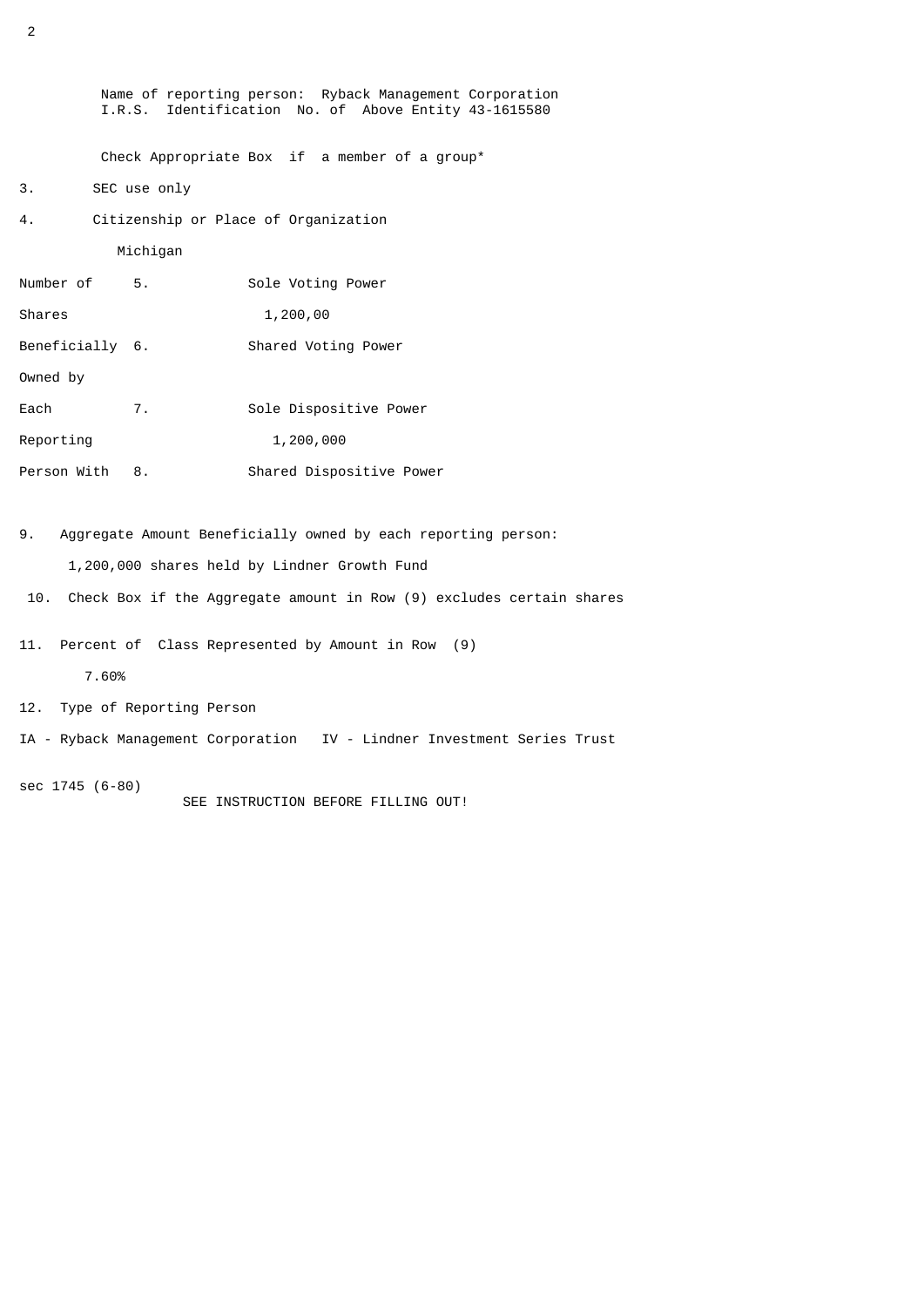Name of reporting person: Ryback Management Corporation
I.R.S. Identification No. of Above Entity 43-1615580

Check Appropriate Box if a member of a group*

3. SEC use only

4. Citizenship or Place of Organization

Michigan

| Number of Shares Beneficially Owned by Each Reporting Person With | | |
|---|---|---|
| | 5. | Sole Voting Power<br>1,200,00 |
| | 6. | Shared Voting Power |
| | 7. | Sole Dispositive Power<br>1,200,000 |
| | 8. | Shared Dispositive Power |

9. Aggregate Amount Beneficially owned by each reporting person:

1,200,000 shares held by Lindner Growth Fund

10. Check Box if the Aggregate amount in Row (9) excludes certain shares

11. Percent of Class Represented by Amount in Row (9)

7.60%

12. Type of Reporting Person

IA - Ryback Management Corporation IV - Lindner Investment Series Trust

sec 1745 (6-80)

SEE INSTRUCTION BEFORE FILLING OUT!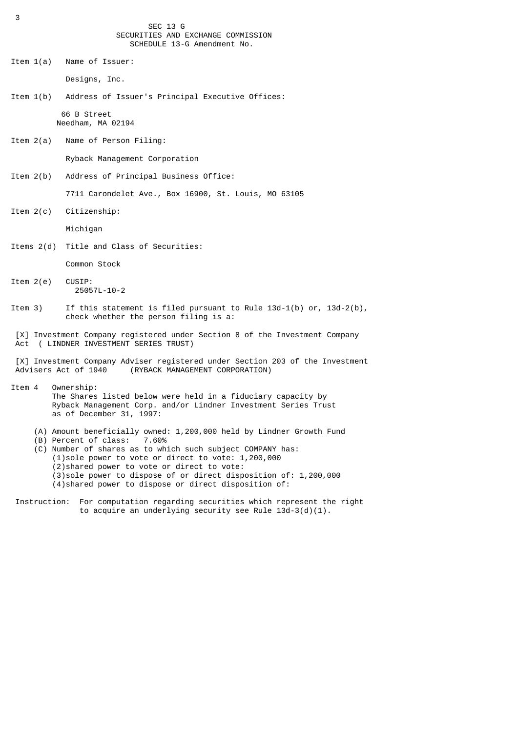SEC 13 G
SECURITIES AND EXCHANGE COMMISSION
SCHEDULE 13-G Amendment No.

Item 1(a) Name of Issuer:

Designs, Inc.

Item 1(b) Address of Issuer's Principal Executive Offices:

66 B Street
Needham, MA 02194

Item 2(a) Name of Person Filing:

Ryback Management Corporation

Item 2(b) Address of Principal Business Office:

7711 Carondelet Ave., Box 16900, St. Louis, MO 63105

Item 2(c) Citizenship:

Michigan

Items 2(d) Title and Class of Securities:

Common Stock

Item 2(e) CUSIP:
25057L-10-2

Item 3) If this statement is filed pursuant to Rule 13d-1(b) or, 13d-2(b), check whether the person filing is a:

[X] Investment Company registered under Section 8 of the Investment Company Act ( LINDNER INVESTMENT SERIES TRUST)

[X] Investment Company Adviser registered under Section 203 of the Investment Advisers Act of 1940 (RYBACK MANAGEMENT CORPORATION)

Item 4 Ownership:
The Shares listed below were held in a fiduciary capacity by Ryback Management Corp. and/or Lindner Investment Series Trust as of December 31, 1997:

(A) Amount beneficially owned: 1,200,000 held by Lindner Growth Fund
(B) Percent of class: 7.60%
(C) Number of shares as to which such subject COMPANY has:
(1)sole power to vote or direct to vote: 1,200,000
(2)shared power to vote or direct to vote:
(3)sole power to dispose of or direct disposition of: 1,200,000
(4)shared power to dispose or direct disposition of:

Instruction: For computation regarding securities which represent the right to acquire an underlying security see Rule 13d-3(d)(1).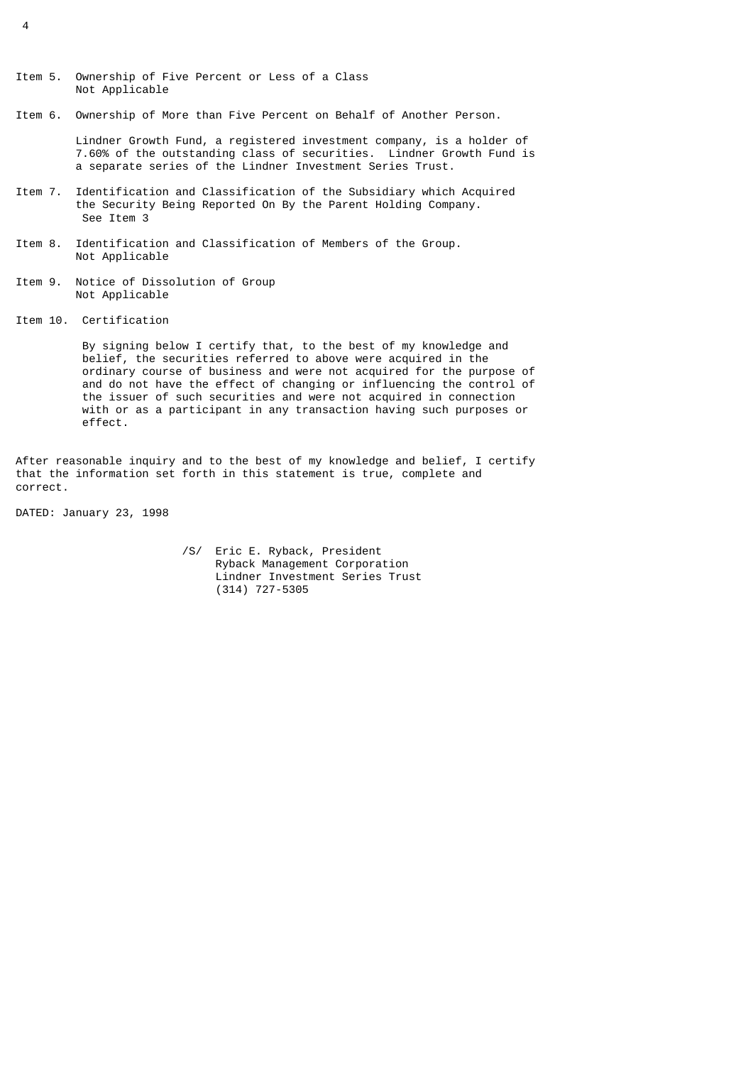Item 5. Ownership of Five Percent or Less of a Class
Not Applicable

Item 6. Ownership of More than Five Percent on Behalf of Another Person.

Lindner Growth Fund, a registered investment company, is a holder of 7.60% of the outstanding class of securities. Lindner Growth Fund is a separate series of the Lindner Investment Series Trust.

Item 7. Identification and Classification of the Subsidiary which Acquired the Security Being Reported On By the Parent Holding Company.
See Item 3

Item 8. Identification and Classification of Members of the Group.
Not Applicable

Item 9. Notice of Dissolution of Group
Not Applicable

Item 10. Certification

By signing below I certify that, to the best of my knowledge and belief, the securities referred to above were acquired in the ordinary course of business and were not acquired for the purpose of and do not have the effect of changing or influencing the control of the issuer of such securities and were not acquired in connection with or as a participant in any transaction having such purposes or effect.

After reasonable inquiry and to the best of my knowledge and belief, I certify that the information set forth in this statement is true, complete and correct.

DATED: January 23, 1998

/S/ Eric E. Ryback, President
Ryback Management Corporation
Lindner Investment Series Trust
(314) 727-5305